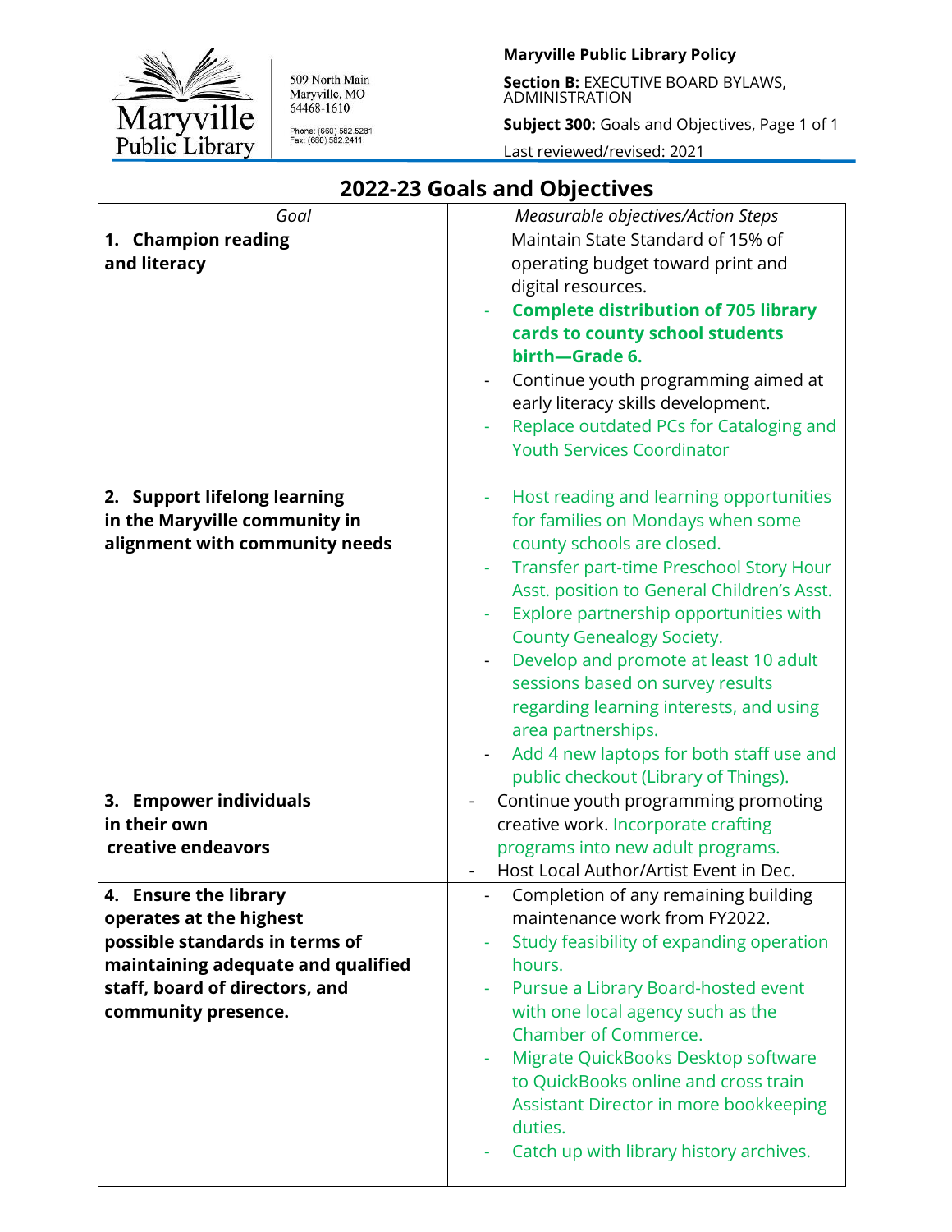509 North Main
Maryville, MO
64468-1610

Phone: (660) 582.5281
Fax: (660) 582.2411

**Maryville Public Library Policy**

**Section B:** EXECUTIVE BOARD BYLAWS, ADMINISTRATION

**Subject 300:** Goals and Objectives, Page 1 of 1

Last reviewed/revised: 2021

## 2022-23 Goals and Objectives

| *Goal* | *Measurable objectives/Action Steps* |
|---|---|
| **1. Champion reading and literacy** | Maintain State Standard of 15% of operating budget toward print and digital resources.<br>- **Complete distribution of 705 library cards to county school students birth—Grade 6.**<br>- Continue youth programming aimed at early literacy skills development.<br>- Replace outdated PCs for Cataloging and Youth Services Coordinator |
| **2. Support lifelong learning in the Maryville community in alignment with community needs** | - Host reading and learning opportunities for families on Mondays when some county schools are closed.<br>- Transfer part-time Preschool Story Hour Asst. position to General Children's Asst.<br>- Explore partnership opportunities with County Genealogy Society.<br>- Develop and promote at least 10 adult sessions based on survey results regarding learning interests, and using area partnerships.<br>- Add 4 new laptops for both staff use and public checkout (Library of Things). |
| **3. Empower individuals in their own creative endeavors** | - Continue youth programming promoting creative work. Incorporate crafting programs into new adult programs.<br>- Host Local Author/Artist Event in Dec. |
| **4. Ensure the library operates at the highest possible standards in terms of maintaining adequate and qualified staff, board of directors, and community presence.** | - Completion of any remaining building maintenance work from FY2022.<br>- Study feasibility of expanding operation hours.<br>- Pursue a Library Board-hosted event with one local agency such as the Chamber of Commerce.<br>- Migrate QuickBooks Desktop software to QuickBooks online and cross train Assistant Director in more bookkeeping duties.<br>- Catch up with library history archives. |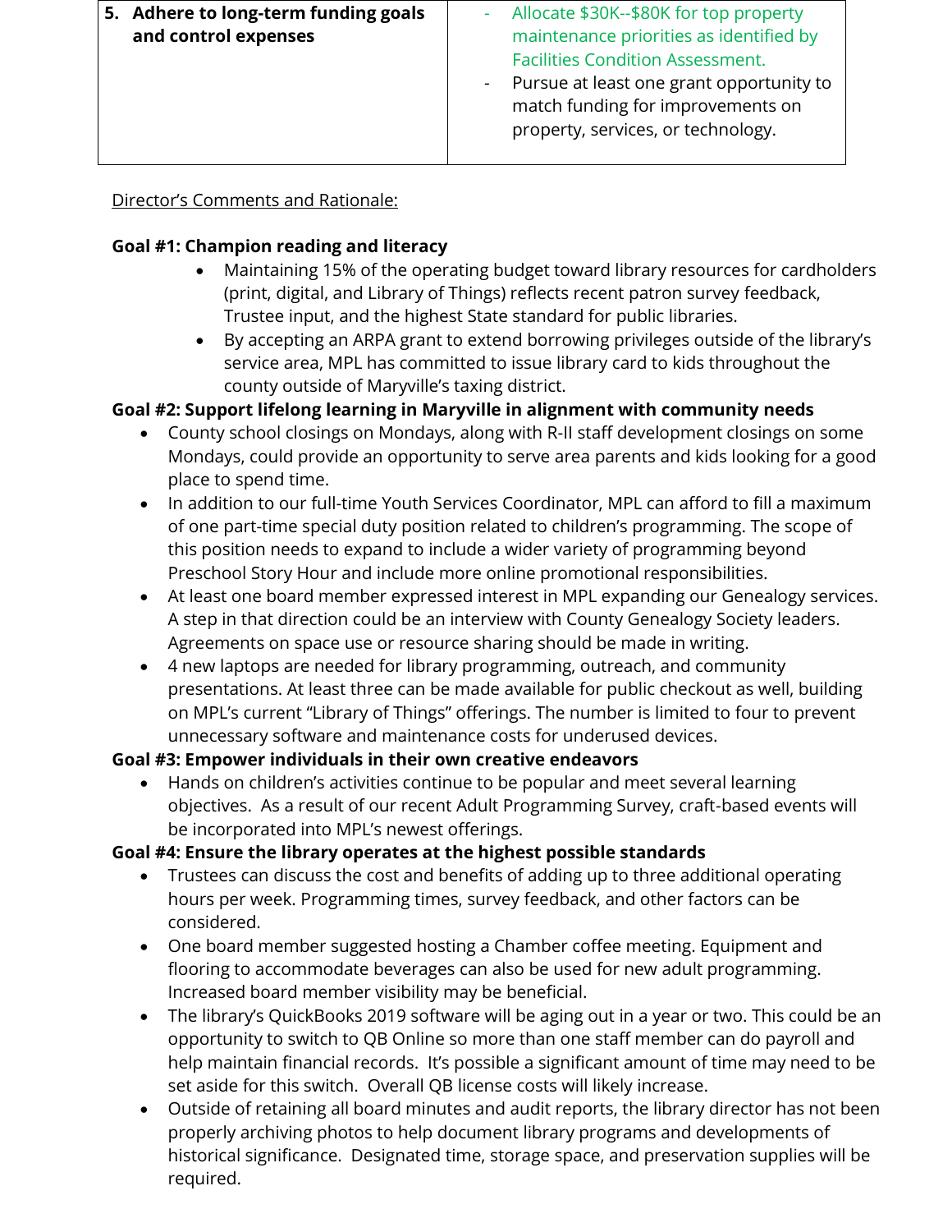| | |
|---|---|
| **5. Adhere to long-term funding goals and control expenses** | - Allocate $30K--$80K for top property maintenance priorities as identified by Facilities Condition Assessment.<br>- Pursue at least one grant opportunity to match funding for improvements on property, services, or technology. |

Director's Comments and Rationale:

**Goal #1: Champion reading and literacy**

- Maintaining 15% of the operating budget toward library resources for cardholders (print, digital, and Library of Things) reflects recent patron survey feedback, Trustee input, and the highest State standard for public libraries.
- By accepting an ARPA grant to extend borrowing privileges outside of the library's service area, MPL has committed to issue library card to kids throughout the county outside of Maryville's taxing district.

**Goal #2: Support lifelong learning in Maryville in alignment with community needs**

- County school closings on Mondays, along with R-II staff development closings on some Mondays, could provide an opportunity to serve area parents and kids looking for a good place to spend time.
- In addition to our full-time Youth Services Coordinator, MPL can afford to fill a maximum of one part-time special duty position related to children's programming. The scope of this position needs to expand to include a wider variety of programming beyond Preschool Story Hour and include more online promotional responsibilities.
- At least one board member expressed interest in MPL expanding our Genealogy services. A step in that direction could be an interview with County Genealogy Society leaders. Agreements on space use or resource sharing should be made in writing.
- 4 new laptops are needed for library programming, outreach, and community presentations. At least three can be made available for public checkout as well, building on MPL's current "Library of Things" offerings. The number is limited to four to prevent unnecessary software and maintenance costs for underused devices.

**Goal #3: Empower individuals in their own creative endeavors**

- Hands on children's activities continue to be popular and meet several learning objectives. As a result of our recent Adult Programming Survey, craft-based events will be incorporated into MPL's newest offerings.

**Goal #4: Ensure the library operates at the highest possible standards**

- Trustees can discuss the cost and benefits of adding up to three additional operating hours per week. Programming times, survey feedback, and other factors can be considered.
- One board member suggested hosting a Chamber coffee meeting. Equipment and flooring to accommodate beverages can also be used for new adult programming. Increased board member visibility may be beneficial.
- The library's QuickBooks 2019 software will be aging out in a year or two. This could be an opportunity to switch to QB Online so more than one staff member can do payroll and help maintain financial records. It's possible a significant amount of time may need to be set aside for this switch. Overall QB license costs will likely increase.
- Outside of retaining all board minutes and audit reports, the library director has not been properly archiving photos to help document library programs and developments of historical significance. Designated time, storage space, and preservation supplies will be required.